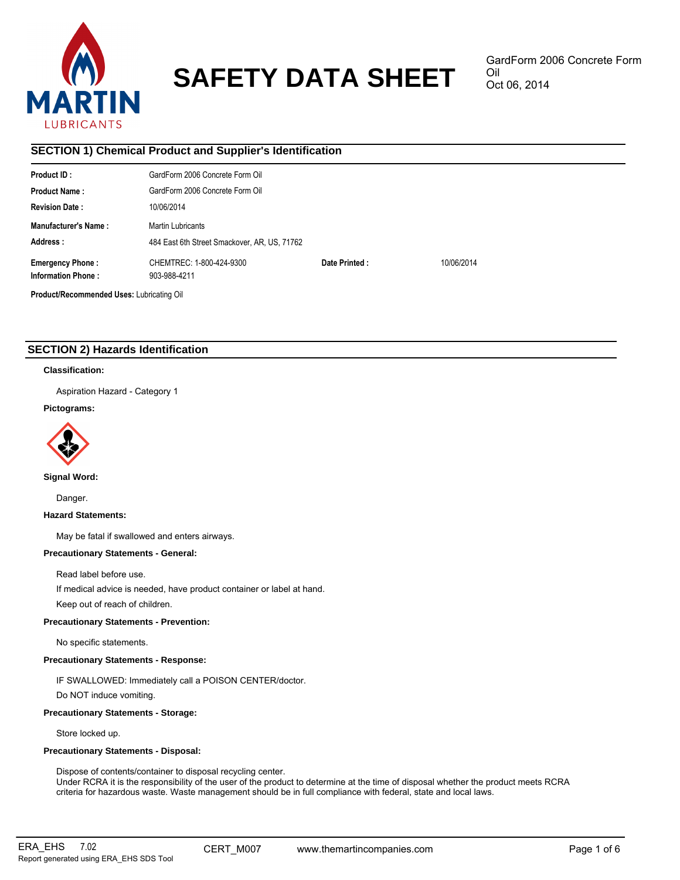# SAFETY DATA SHEET

GardForm 2006 Concrete Form Oil
Oct 06, 2014

## SECTION 1) Chemical Product and Supplier's Identification

| | | | |
|---|---|---|---|
| **Product ID :** | GardForm 2006 Concrete Form Oil | | |
| **Product Name :** | GardForm 2006 Concrete Form Oil | | |
| **Revision Date :** | 10/06/2014 | | |
| **Manufacturer's Name :** | Martin Lubricants | | |
| **Address :** | 484 East 6th Street Smackover, AR, US, 71762 | | |
| **Emergency Phone :** | CHEMTREC: 1-800-424-9300 | **Date Printed :** | 10/06/2014 |
| **Information Phone :** | 903-988-4211 | | |

**Product/Recommended Uses:** Lubricating Oil

## SECTION 2) Hazards Identification

**Classification:**

Aspiration Hazard - Category 1

**Pictograms:**

**Signal Word:**

Danger.

**Hazard Statements:**

May be fatal if swallowed and enters airways.

**Precautionary Statements - General:**

Read label before use.

If medical advice is needed, have product container or label at hand.

Keep out of reach of children.

**Precautionary Statements - Prevention:**

No specific statements.

**Precautionary Statements - Response:**

IF SWALLOWED: Immediately call a POISON CENTER/doctor.

Do NOT induce vomiting.

**Precautionary Statements - Storage:**

Store locked up.

**Precautionary Statements - Disposal:**

Dispose of contents/container to disposal recycling center.
Under RCRA it is the responsibility of the user of the product to determine at the time of disposal whether the product meets RCRA criteria for hazardous waste. Waste management should be in full compliance with federal, state and local laws.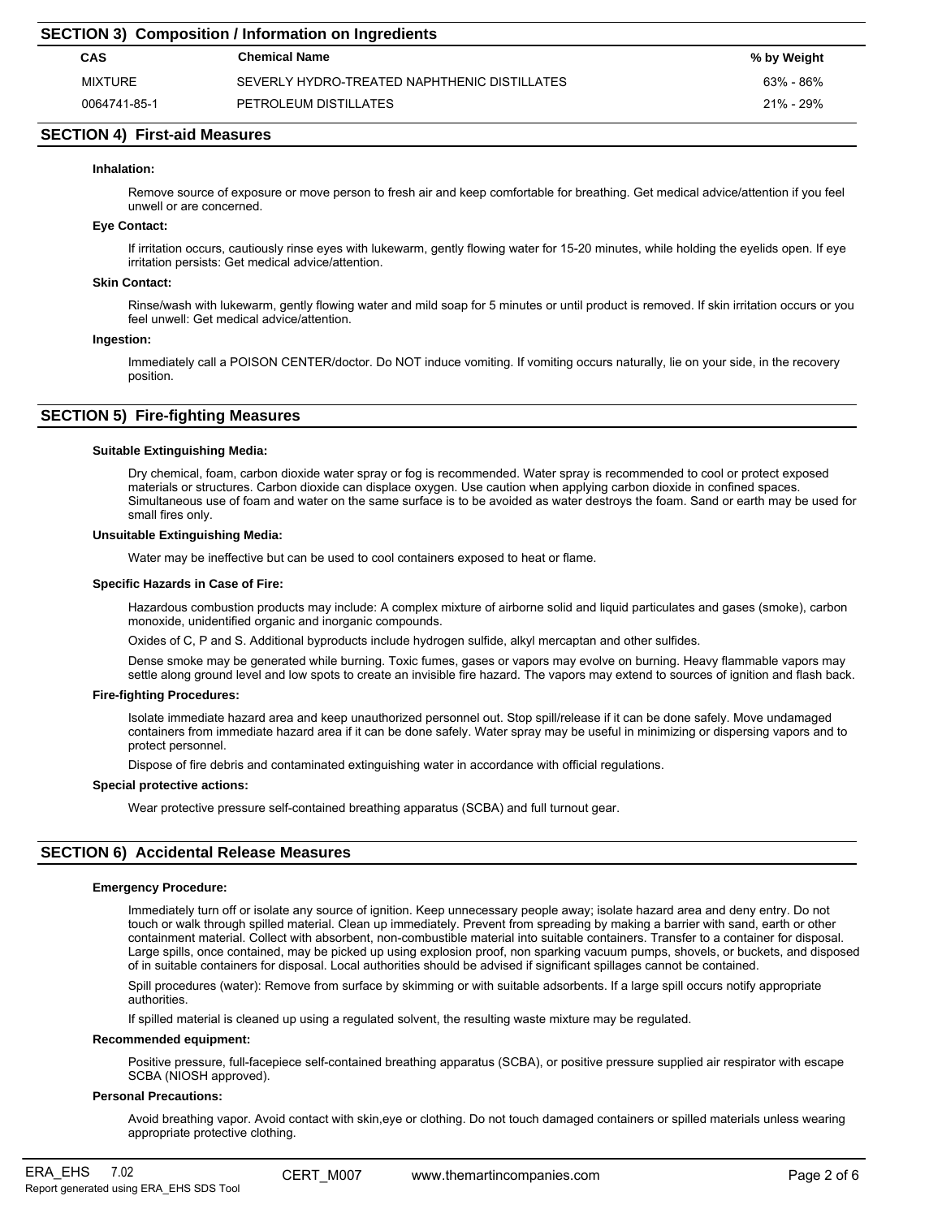## SECTION 3) Composition / Information on Ingredients

| CAS | Chemical Name | % by Weight |
|---|---|---|
| MIXTURE | SEVERLY HYDRO-TREATED NAPHTHENIC DISTILLATES | 63% - 86% |
| 0064741-85-1 | PETROLEUM DISTILLATES | 21% - 29% |

## SECTION 4) First-aid Measures

**Inhalation:**

Remove source of exposure or move person to fresh air and keep comfortable for breathing. Get medical advice/attention if you feel unwell or are concerned.

**Eye Contact:**

If irritation occurs, cautiously rinse eyes with lukewarm, gently flowing water for 15-20 minutes, while holding the eyelids open. If eye irritation persists: Get medical advice/attention.

**Skin Contact:**

Rinse/wash with lukewarm, gently flowing water and mild soap for 5 minutes or until product is removed. If skin irritation occurs or you feel unwell: Get medical advice/attention.

**Ingestion:**

Immediately call a POISON CENTER/doctor. Do NOT induce vomiting. If vomiting occurs naturally, lie on your side, in the recovery position.

## SECTION 5) Fire-fighting Measures

**Suitable Extinguishing Media:**

Dry chemical, foam, carbon dioxide water spray or fog is recommended. Water spray is recommended to cool or protect exposed materials or structures. Carbon dioxide can displace oxygen. Use caution when applying carbon dioxide in confined spaces. Simultaneous use of foam and water on the same surface is to be avoided as water destroys the foam. Sand or earth may be used for small fires only.

**Unsuitable Extinguishing Media:**

Water may be ineffective but can be used to cool containers exposed to heat or flame.

**Specific Hazards in Case of Fire:**

Hazardous combustion products may include: A complex mixture of airborne solid and liquid particulates and gases (smoke), carbon monoxide, unidentified organic and inorganic compounds.

Oxides of C, P and S. Additional byproducts include hydrogen sulfide, alkyl mercaptan and other sulfides.

Dense smoke may be generated while burning. Toxic fumes, gases or vapors may evolve on burning. Heavy flammable vapors may settle along ground level and low spots to create an invisible fire hazard. The vapors may extend to sources of ignition and flash back.

**Fire-fighting Procedures:**

Isolate immediate hazard area and keep unauthorized personnel out. Stop spill/release if it can be done safely. Move undamaged containers from immediate hazard area if it can be done safely. Water spray may be useful in minimizing or dispersing vapors and to protect personnel.

Dispose of fire debris and contaminated extinguishing water in accordance with official regulations.

**Special protective actions:**

Wear protective pressure self-contained breathing apparatus (SCBA) and full turnout gear.

## SECTION 6) Accidental Release Measures

**Emergency Procedure:**

Immediately turn off or isolate any source of ignition. Keep unnecessary people away; isolate hazard area and deny entry. Do not touch or walk through spilled material. Clean up immediately. Prevent from spreading by making a barrier with sand, earth or other containment material. Collect with absorbent, non-combustible material into suitable containers. Transfer to a container for disposal. Large spills, once contained, may be picked up using explosion proof, non sparking vacuum pumps, shovels, or buckets, and disposed of in suitable containers for disposal. Local authorities should be advised if significant spillages cannot be contained.

Spill procedures (water): Remove from surface by skimming or with suitable adsorbents. If a large spill occurs notify appropriate authorities.

If spilled material is cleaned up using a regulated solvent, the resulting waste mixture may be regulated.

**Recommended equipment:**

Positive pressure, full-facepiece self-contained breathing apparatus (SCBA), or positive pressure supplied air respirator with escape SCBA (NIOSH approved).

**Personal Precautions:**

Avoid breathing vapor. Avoid contact with skin,eye or clothing. Do not touch damaged containers or spilled materials unless wearing appropriate protective clothing.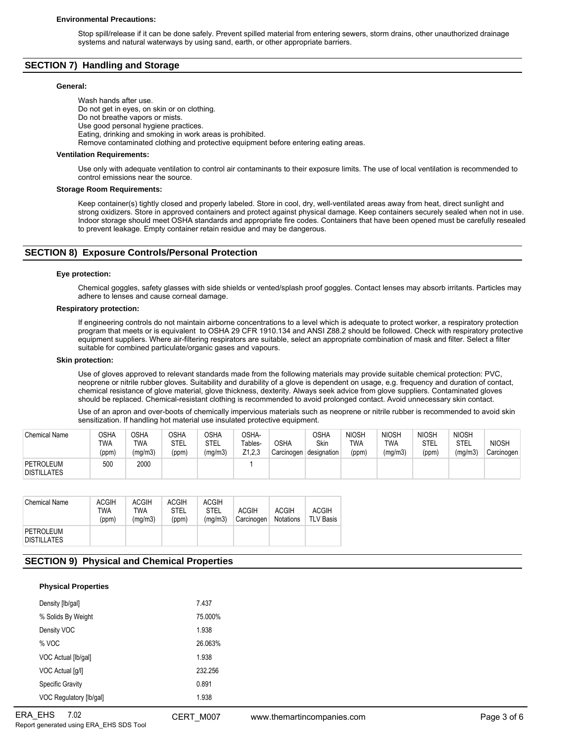**Environmental Precautions:**

Stop spill/release if it can be done safely. Prevent spilled material from entering sewers, storm drains, other unauthorized drainage systems and natural waterways by using sand, earth, or other appropriate barriers.

## SECTION 7) Handling and Storage

**General:**

Wash hands after use.
Do not get in eyes, on skin or on clothing.
Do not breathe vapors or mists.
Use good personal hygiene practices.
Eating, drinking and smoking in work areas is prohibited.
Remove contaminated clothing and protective equipment before entering eating areas.

**Ventilation Requirements:**

Use only with adequate ventilation to control air contaminants to their exposure limits. The use of local ventilation is recommended to control emissions near the source.

**Storage Room Requirements:**

Keep container(s) tightly closed and properly labeled. Store in cool, dry, well-ventilated areas away from heat, direct sunlight and strong oxidizers. Store in approved containers and protect against physical damage. Keep containers securely sealed when not in use. Indoor storage should meet OSHA standards and appropriate fire codes. Containers that have been opened must be carefully resealed to prevent leakage. Empty container retain residue and may be dangerous.

## SECTION 8) Exposure Controls/Personal Protection

**Eye protection:**

Chemical goggles, safety glasses with side shields or vented/splash proof goggles. Contact lenses may absorb irritants. Particles may adhere to lenses and cause corneal damage.

**Respiratory protection:**

If engineering controls do not maintain airborne concentrations to a level which is adequate to protect worker, a respiratory protection program that meets or is equivalent to OSHA 29 CFR 1910.134 and ANSI Z88.2 should be followed. Check with respiratory protective equipment suppliers. Where air-filtering respirators are suitable, select an appropriate combination of mask and filter. Select a filter suitable for combined particulate/organic gases and vapours.

**Skin protection:**

Use of gloves approved to relevant standards made from the following materials may provide suitable chemical protection: PVC, neoprene or nitrile rubber gloves. Suitability and durability of a glove is dependent on usage, e.g. frequency and duration of contact, chemical resistance of glove material, glove thickness, dexterity. Always seek advice from glove suppliers. Contaminated gloves should be replaced. Chemical-resistant clothing is recommended to avoid prolonged contact. Avoid unnecessary skin contact.

Use of an apron and over-boots of chemically impervious materials such as neoprene or nitrile rubber is recommended to avoid skin sensitization. If handling hot material use insulated protective equipment.

| Chemical Name | OSHA TWA (ppm) | OSHA TWA (mg/m3) | OSHA STEL (ppm) | OSHA STEL (mg/m3) | OSHA- Tables- Z1,2,3 | OSHA Carcinogen | OSHA Skin designation | NIOSH TWA (ppm) | NIOSH TWA (mg/m3) | NIOSH STEL (ppm) | NIOSH STEL (mg/m3) | NIOSH Carcinogen |
|---|---|---|---|---|---|---|---|---|---|---|---|---|
| PETROLEUM DISTILLATES | 500 | 2000 | | | 1 | | | | | | | |

| Chemical Name | ACGIH TWA (ppm) | ACGIH TWA (mg/m3) | ACGIH STEL (ppm) | ACGIH STEL (mg/m3) | ACGIH Carcinogen | ACGIH Notations | ACGIH TLV Basis |
|---|---|---|---|---|---|---|---|
| PETROLEUM DISTILLATES | | | | | | | |

## SECTION 9) Physical and Chemical Properties

**Physical Properties**

| | |
|---|---|
| Density [lb/gal] | 7.437 |
| % Solids By Weight | 75.000% |
| Density VOC | 1.938 |
| % VOC | 26.063% |
| VOC Actual [lb/gal] | 1.938 |
| VOC Actual [g/l] | 232.256 |
| Specific Gravity | 0.891 |
| VOC Regulatory [lb/gal] | 1.938 |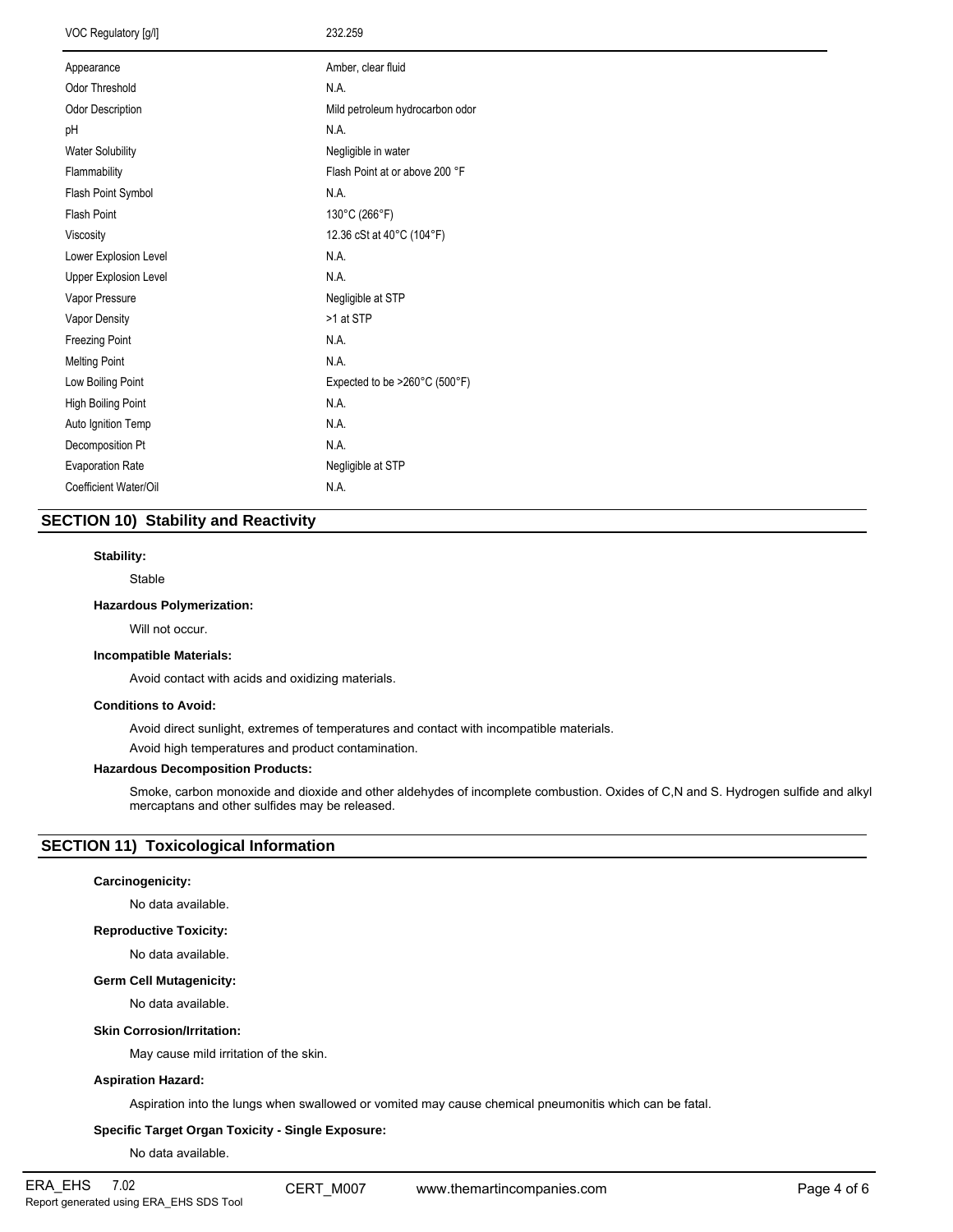| Property | Value |
| --- | --- |
| VOC Regulatory [g/l] | 232.259 |
| Appearance | Amber, clear fluid |
| Odor Threshold | N.A. |
| Odor Description | Mild petroleum hydrocarbon odor |
| pH | N.A. |
| Water Solubility | Negligible in water |
| Flammability | Flash Point at or above 200 °F |
| Flash Point Symbol | N.A. |
| Flash Point | 130°C (266°F) |
| Viscosity | 12.36 cSt at 40°C (104°F) |
| Lower Explosion Level | N.A. |
| Upper Explosion Level | N.A. |
| Vapor Pressure | Negligible at STP |
| Vapor Density | >1 at STP |
| Freezing Point | N.A. |
| Melting Point | N.A. |
| Low Boiling Point | Expected to be >260°C (500°F) |
| High Boiling Point | N.A. |
| Auto Ignition Temp | N.A. |
| Decomposition Pt | N.A. |
| Evaporation Rate | Negligible at STP |
| Coefficient Water/Oil | N.A. |

## SECTION 10) Stability and Reactivity

**Stability:**

Stable

**Hazardous Polymerization:**

Will not occur.

**Incompatible Materials:**

Avoid contact with acids and oxidizing materials.

**Conditions to Avoid:**

Avoid direct sunlight, extremes of temperatures and contact with incompatible materials.

Avoid high temperatures and product contamination.

**Hazardous Decomposition Products:**

Smoke, carbon monoxide and dioxide and other aldehydes of incomplete combustion. Oxides of C,N and S. Hydrogen sulfide and alkyl mercaptans and other sulfides may be released.

## SECTION 11) Toxicological Information

**Carcinogenicity:**

No data available.

**Reproductive Toxicity:**

No data available.

**Germ Cell Mutagenicity:**

No data available.

**Skin Corrosion/Irritation:**

May cause mild irritation of the skin.

**Aspiration Hazard:**

Aspiration into the lungs when swallowed or vomited may cause chemical pneumonitis which can be fatal.

**Specific Target Organ Toxicity - Single Exposure:**

No data available.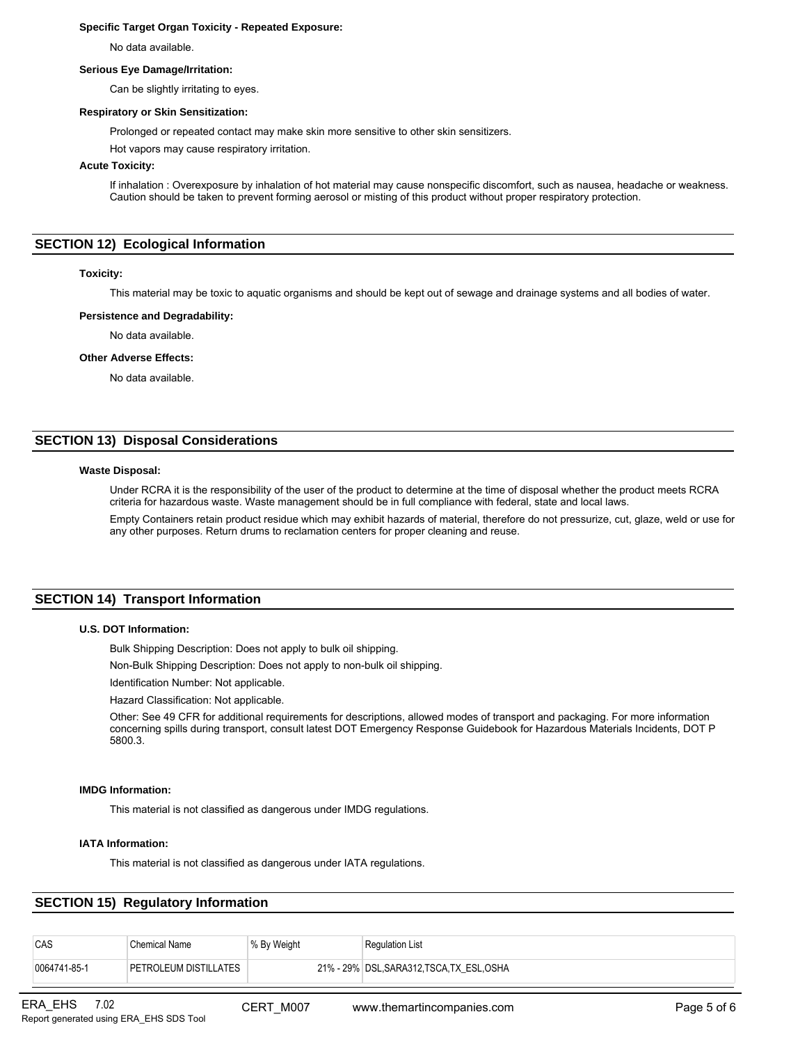**Specific Target Organ Toxicity - Repeated Exposure:**

No data available.

**Serious Eye Damage/Irritation:**

Can be slightly irritating to eyes.

**Respiratory or Skin Sensitization:**

Prolonged or repeated contact may make skin more sensitive to other skin sensitizers.

Hot vapors may cause respiratory irritation.

**Acute Toxicity:**

If inhalation : Overexposure by inhalation of hot material may cause nonspecific discomfort, such as nausea, headache or weakness. Caution should be taken to prevent forming aerosol or misting of this product without proper respiratory protection.

## SECTION 12) Ecological Information

**Toxicity:**

This material may be toxic to aquatic organisms and should be kept out of sewage and drainage systems and all bodies of water.

**Persistence and Degradability:**

No data available.

**Other Adverse Effects:**

No data available.

## SECTION 13) Disposal Considerations

**Waste Disposal:**

Under RCRA it is the responsibility of the user of the product to determine at the time of disposal whether the product meets RCRA criteria for hazardous waste. Waste management should be in full compliance with federal, state and local laws.

Empty Containers retain product residue which may exhibit hazards of material, therefore do not pressurize, cut, glaze, weld or use for any other purposes. Return drums to reclamation centers for proper cleaning and reuse.

## SECTION 14) Transport Information

**U.S. DOT Information:**

Bulk Shipping Description: Does not apply to bulk oil shipping.

Non-Bulk Shipping Description: Does not apply to non-bulk oil shipping.

Identification Number: Not applicable.

Hazard Classification: Not applicable.

Other: See 49 CFR for additional requirements for descriptions, allowed modes of transport and packaging. For more information concerning spills during transport, consult latest DOT Emergency Response Guidebook for Hazardous Materials Incidents, DOT P 5800.3.

**IMDG Information:**

This material is not classified as dangerous under IMDG regulations.

**IATA Information:**

This material is not classified as dangerous under IATA regulations.

## SECTION 15) Regulatory Information

| CAS | Chemical Name | % By Weight | Regulation List |
|---|---|---|---|
| 0064741-85-1 | PETROLEUM DISTILLATES | 21% - 29% | DSL,SARA312,TSCA,TX_ESL,OSHA |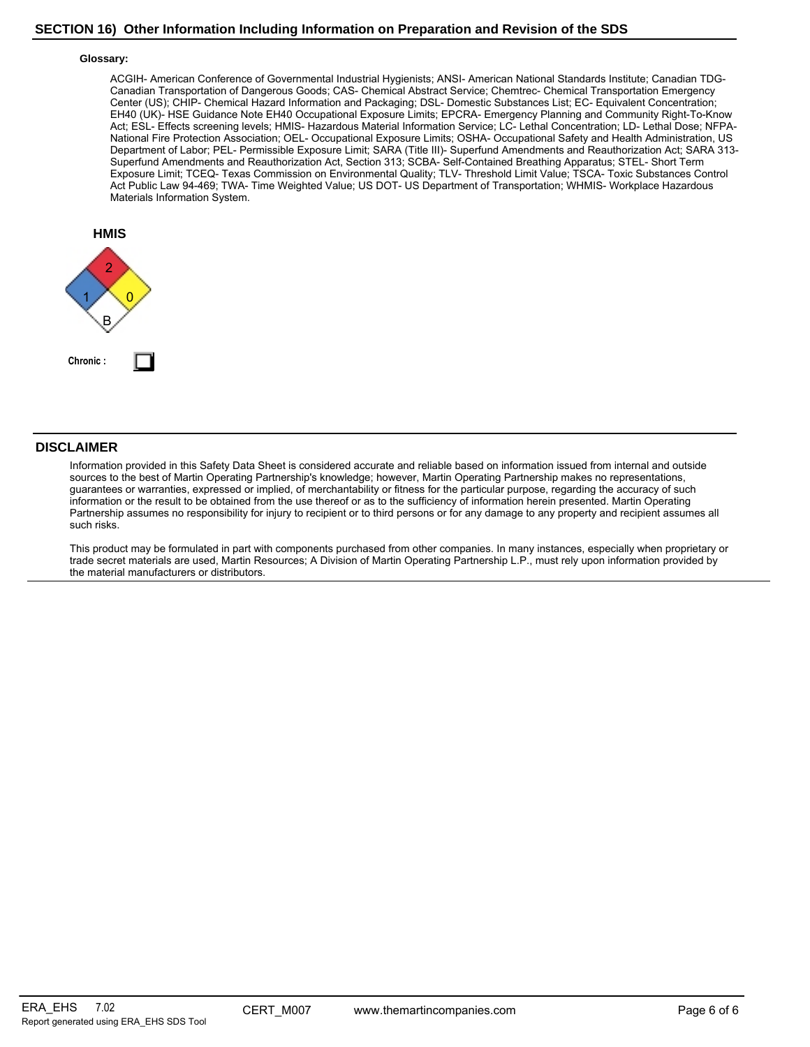## SECTION 16) Other Information Including Information on Preparation and Revision of the SDS

**Glossary:**

ACGIH- American Conference of Governmental Industrial Hygienists; ANSI- American National Standards Institute; Canadian TDG- Canadian Transportation of Dangerous Goods; CAS- Chemical Abstract Service; Chemtrec- Chemical Transportation Emergency Center (US); CHIP- Chemical Hazard Information and Packaging; DSL- Domestic Substances List; EC- Equivalent Concentration; EH40 (UK)- HSE Guidance Note EH40 Occupational Exposure Limits; EPCRA- Emergency Planning and Community Right-To-Know Act; ESL- Effects screening levels; HMIS- Hazardous Material Information Service; LC- Lethal Concentration; LD- Lethal Dose; NFPA- National Fire Protection Association; OEL- Occupational Exposure Limits; OSHA- Occupational Safety and Health Administration, US Department of Labor; PEL- Permissible Exposure Limit; SARA (Title III)- Superfund Amendments and Reauthorization Act; SARA 313- Superfund Amendments and Reauthorization Act, Section 313; SCBA- Self-Contained Breathing Apparatus; STEL- Short Term Exposure Limit; TCEQ- Texas Commission on Environmental Quality; TLV- Threshold Limit Value; TSCA- Toxic Substances Control Act Public Law 94-469; TWA- Time Weighted Value; US DOT- US Department of Transportation; WHMIS- Workplace Hazardous Materials Information System.

**HMIS**

2
1
0
B

**Chronic :** ☐

## DISCLAIMER

Information provided in this Safety Data Sheet is considered accurate and reliable based on information issued from internal and outside sources to the best of Martin Operating Partnership's knowledge; however, Martin Operating Partnership makes no representations, guarantees or warranties, expressed or implied, of merchantability or fitness for the particular purpose, regarding the accuracy of such information or the result to be obtained from the use thereof or as to the sufficiency of information herein presented. Martin Operating Partnership assumes no responsibility for injury to recipient or to third persons or for any damage to any property and recipient assumes all such risks.

This product may be formulated in part with components purchased from other companies. In many instances, especially when proprietary or trade secret materials are used, Martin Resources; A Division of Martin Operating Partnership L.P., must rely upon information provided by the material manufacturers or distributors.

ERA_EHS 7.02 
Report generated using ERA_EHS SDS Tool CERT_M007 www.themartincompanies.com